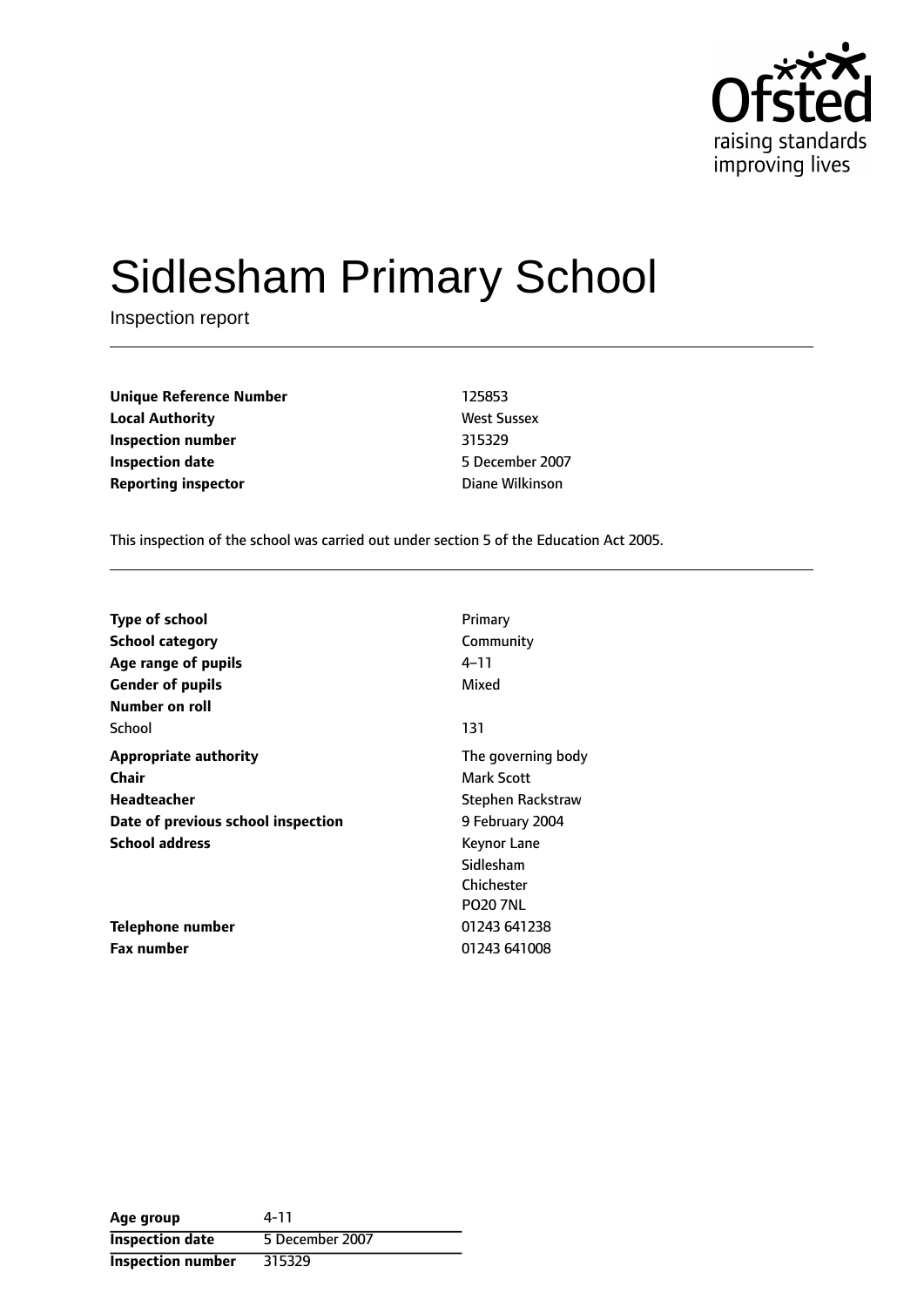# Sidlesham Primary School

Inspection report

| | |
|---|---|
| **Unique Reference Number** | 125853 |
| **Local Authority** | West Sussex |
| **Inspection number** | 315329 |
| **Inspection date** | 5 December 2007 |
| **Reporting inspector** | Diane Wilkinson |

This inspection of the school was carried out under section 5 of the Education Act 2005.

| | |
|---|---|
| **Type of school** | Primary |
| **School category** | Community |
| **Age range of pupils** | 4–11 |
| **Gender of pupils** | Mixed |
| **Number on roll** | |
| School | 131 |
| **Appropriate authority** | The governing body |
| **Chair** | Mark Scott |
| **Headteacher** | Stephen Rackstraw |
| **Date of previous school inspection** | 9 February 2004 |
| **School address** | Keynor Lane<br>Sidlesham<br>Chichester<br>PO20 7NL |
| **Telephone number** | 01243 641238 |
| **Fax number** | 01243 641008 |

| | |
|---|---|
| **Age group** | 4-11 |
| **Inspection date** | 5 December 2007 |
| **Inspection number** | 315329 |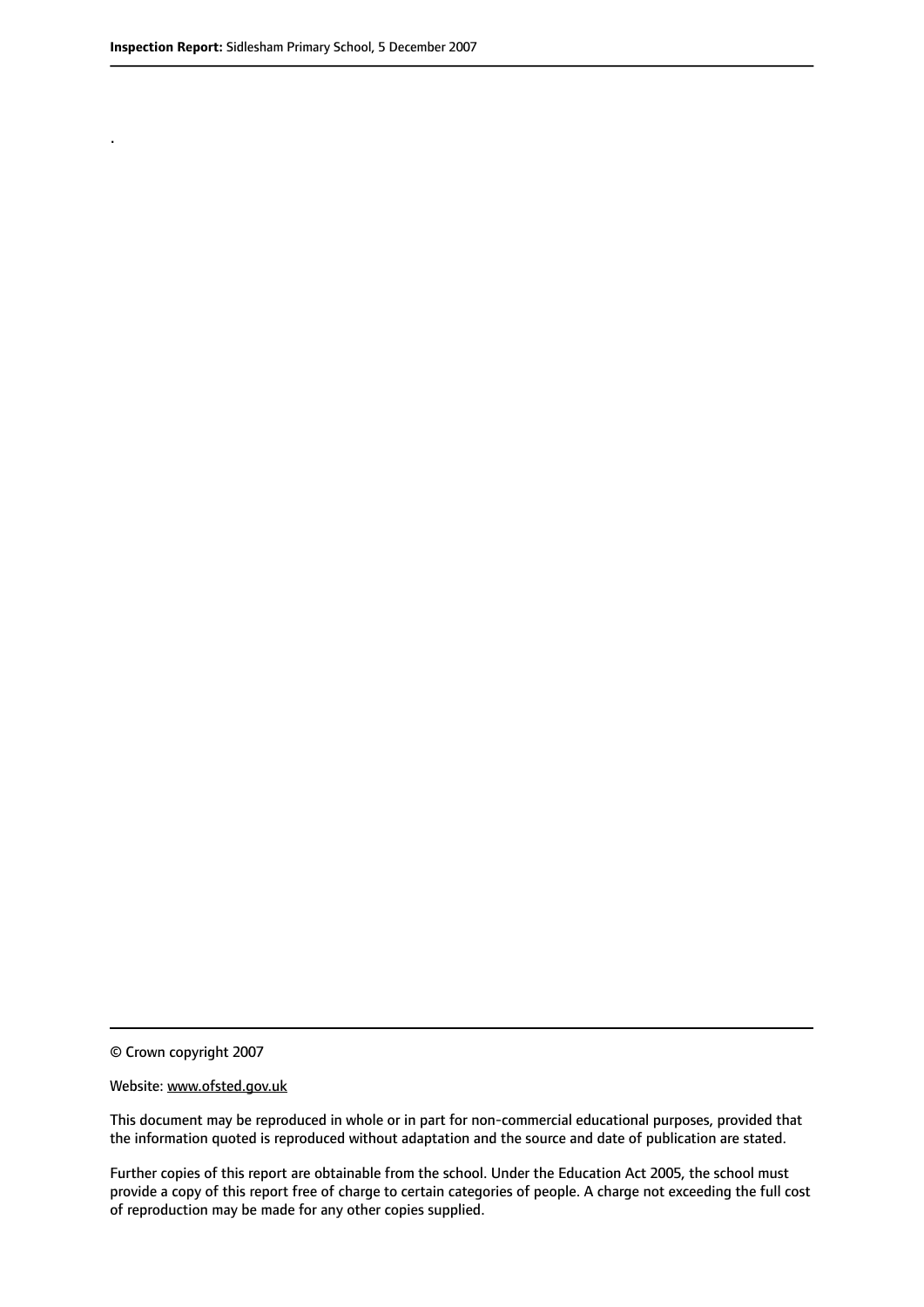.

© Crown copyright 2007

Website: www.ofsted.gov.uk

This document may be reproduced in whole or in part for non-commercial educational purposes, provided that the information quoted is reproduced without adaptation and the source and date of publication are stated.

Further copies of this report are obtainable from the school. Under the Education Act 2005, the school must provide a copy of this report free of charge to certain categories of people. A charge not exceeding the full cost of reproduction may be made for any other copies supplied.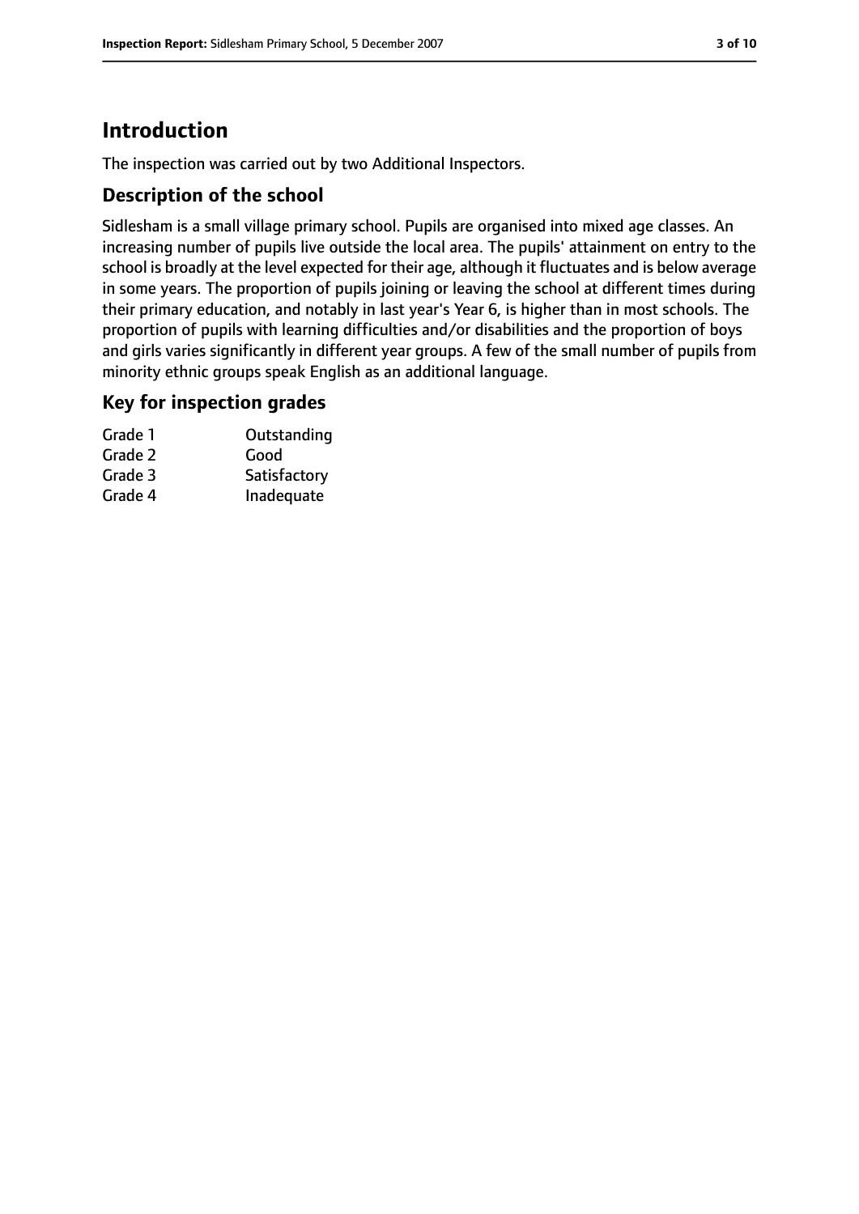# Introduction

The inspection was carried out by two Additional Inspectors.

## Description of the school

Sidlesham is a small village primary school. Pupils are organised into mixed age classes. An increasing number of pupils live outside the local area. The pupils' attainment on entry to the school is broadly at the level expected for their age, although it fluctuates and is below average in some years. The proportion of pupils joining or leaving the school at different times during their primary education, and notably in last year's Year 6, is higher than in most schools. The proportion of pupils with learning difficulties and/or disabilities and the proportion of boys and girls varies significantly in different year groups. A few of the small number of pupils from minority ethnic groups speak English as an additional language.

## Key for inspection grades

| | |
|---|---|
| Grade 1 | Outstanding |
| Grade 2 | Good |
| Grade 3 | Satisfactory |
| Grade 4 | Inadequate |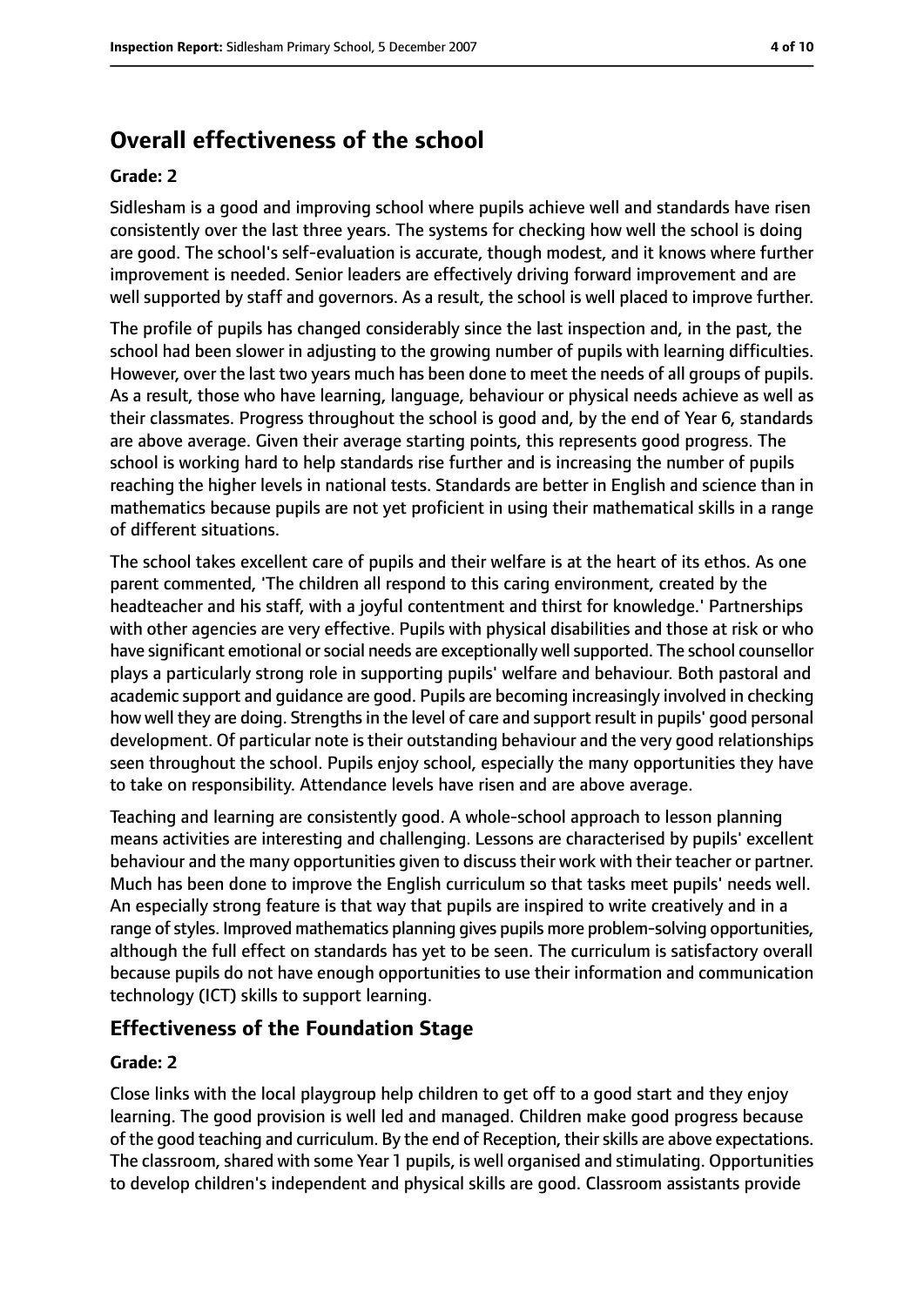## Overall effectiveness of the school

### Grade: 2

Sidlesham is a good and improving school where pupils achieve well and standards have risen consistently over the last three years. The systems for checking how well the school is doing are good. The school's self-evaluation is accurate, though modest, and it knows where further improvement is needed. Senior leaders are effectively driving forward improvement and are well supported by staff and governors. As a result, the school is well placed to improve further.

The profile of pupils has changed considerably since the last inspection and, in the past, the school had been slower in adjusting to the growing number of pupils with learning difficulties. However, over the last two years much has been done to meet the needs of all groups of pupils. As a result, those who have learning, language, behaviour or physical needs achieve as well as their classmates. Progress throughout the school is good and, by the end of Year 6, standards are above average. Given their average starting points, this represents good progress. The school is working hard to help standards rise further and is increasing the number of pupils reaching the higher levels in national tests. Standards are better in English and science than in mathematics because pupils are not yet proficient in using their mathematical skills in a range of different situations.

The school takes excellent care of pupils and their welfare is at the heart of its ethos. As one parent commented, 'The children all respond to this caring environment, created by the headteacher and his staff, with a joyful contentment and thirst for knowledge.' Partnerships with other agencies are very effective. Pupils with physical disabilities and those at risk or who have significant emotional or social needs are exceptionally well supported. The school counsellor plays a particularly strong role in supporting pupils' welfare and behaviour. Both pastoral and academic support and guidance are good. Pupils are becoming increasingly involved in checking how well they are doing. Strengths in the level of care and support result in pupils' good personal development. Of particular note is their outstanding behaviour and the very good relationships seen throughout the school. Pupils enjoy school, especially the many opportunities they have to take on responsibility. Attendance levels have risen and are above average.

Teaching and learning are consistently good. A whole-school approach to lesson planning means activities are interesting and challenging. Lessons are characterised by pupils' excellent behaviour and the many opportunities given to discuss their work with their teacher or partner. Much has been done to improve the English curriculum so that tasks meet pupils' needs well. An especially strong feature is that way that pupils are inspired to write creatively and in a range of styles. Improved mathematics planning gives pupils more problem-solving opportunities, although the full effect on standards has yet to be seen. The curriculum is satisfactory overall because pupils do not have enough opportunities to use their information and communication technology (ICT) skills to support learning.

## Effectiveness of the Foundation Stage

### Grade: 2

Close links with the local playgroup help children to get off to a good start and they enjoy learning. The good provision is well led and managed. Children make good progress because of the good teaching and curriculum. By the end of Reception, their skills are above expectations. The classroom, shared with some Year 1 pupils, is well organised and stimulating. Opportunities to develop children's independent and physical skills are good. Classroom assistants provide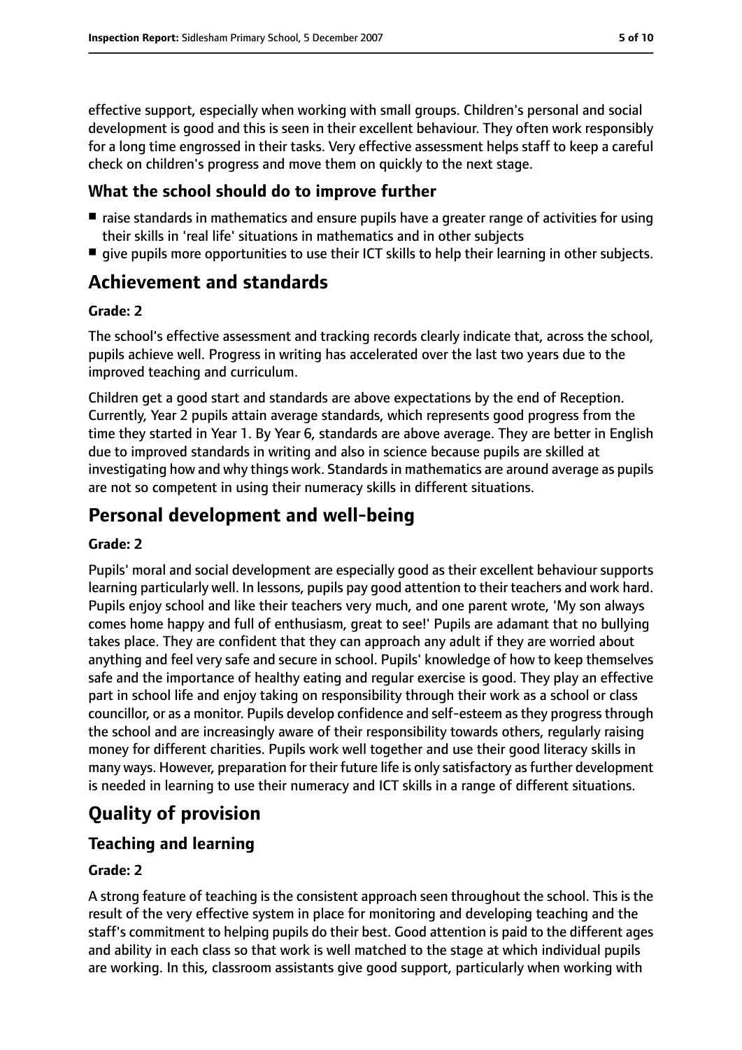effective support, especially when working with small groups. Children's personal and social development is good and this is seen in their excellent behaviour. They often work responsibly for a long time engrossed in their tasks. Very effective assessment helps staff to keep a careful check on children's progress and move them on quickly to the next stage.

### What the school should do to improve further

- raise standards in mathematics and ensure pupils have a greater range of activities for using their skills in 'real life' situations in mathematics and in other subjects
- give pupils more opportunities to use their ICT skills to help their learning in other subjects.

## Achievement and standards

**Grade: 2**

The school's effective assessment and tracking records clearly indicate that, across the school, pupils achieve well. Progress in writing has accelerated over the last two years due to the improved teaching and curriculum.

Children get a good start and standards are above expectations by the end of Reception. Currently, Year 2 pupils attain average standards, which represents good progress from the time they started in Year 1. By Year 6, standards are above average. They are better in English due to improved standards in writing and also in science because pupils are skilled at investigating how and why things work. Standards in mathematics are around average as pupils are not so competent in using their numeracy skills in different situations.

## Personal development and well-being

**Grade: 2**

Pupils' moral and social development are especially good as their excellent behaviour supports learning particularly well. In lessons, pupils pay good attention to their teachers and work hard. Pupils enjoy school and like their teachers very much, and one parent wrote, 'My son always comes home happy and full of enthusiasm, great to see!' Pupils are adamant that no bullying takes place. They are confident that they can approach any adult if they are worried about anything and feel very safe and secure in school. Pupils' knowledge of how to keep themselves safe and the importance of healthy eating and regular exercise is good. They play an effective part in school life and enjoy taking on responsibility through their work as a school or class councillor, or as a monitor. Pupils develop confidence and self-esteem as they progress through the school and are increasingly aware of their responsibility towards others, regularly raising money for different charities. Pupils work well together and use their good literacy skills in many ways. However, preparation for their future life is only satisfactory as further development is needed in learning to use their numeracy and ICT skills in a range of different situations.

## Quality of provision

### Teaching and learning

**Grade: 2**

A strong feature of teaching is the consistent approach seen throughout the school. This is the result of the very effective system in place for monitoring and developing teaching and the staff's commitment to helping pupils do their best. Good attention is paid to the different ages and ability in each class so that work is well matched to the stage at which individual pupils are working. In this, classroom assistants give good support, particularly when working with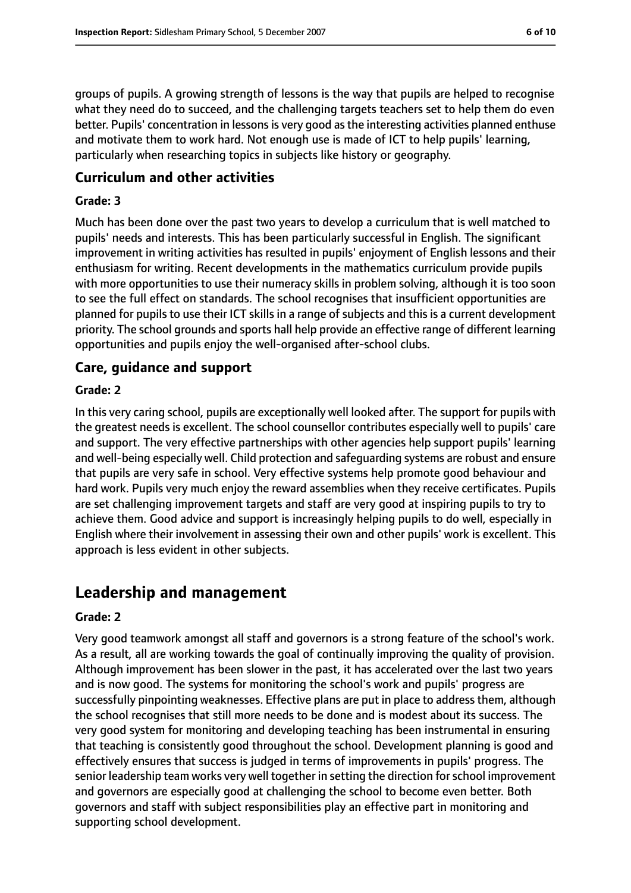groups of pupils. A growing strength of lessons is the way that pupils are helped to recognise what they need do to succeed, and the challenging targets teachers set to help them do even better. Pupils' concentration in lessons is very good as the interesting activities planned enthuse and motivate them to work hard. Not enough use is made of ICT to help pupils' learning, particularly when researching topics in subjects like history or geography.

### Curriculum and other activities

#### Grade: 3

Much has been done over the past two years to develop a curriculum that is well matched to pupils' needs and interests. This has been particularly successful in English. The significant improvement in writing activities has resulted in pupils' enjoyment of English lessons and their enthusiasm for writing. Recent developments in the mathematics curriculum provide pupils with more opportunities to use their numeracy skills in problem solving, although it is too soon to see the full effect on standards. The school recognises that insufficient opportunities are planned for pupils to use their ICT skills in a range of subjects and this is a current development priority. The school grounds and sports hall help provide an effective range of different learning opportunities and pupils enjoy the well-organised after-school clubs.

### Care, guidance and support

#### Grade: 2

In this very caring school, pupils are exceptionally well looked after. The support for pupils with the greatest needs is excellent. The school counsellor contributes especially well to pupils' care and support. The very effective partnerships with other agencies help support pupils' learning and well-being especially well. Child protection and safeguarding systems are robust and ensure that pupils are very safe in school. Very effective systems help promote good behaviour and hard work. Pupils very much enjoy the reward assemblies when they receive certificates. Pupils are set challenging improvement targets and staff are very good at inspiring pupils to try to achieve them. Good advice and support is increasingly helping pupils to do well, especially in English where their involvement in assessing their own and other pupils' work is excellent. This approach is less evident in other subjects.

## Leadership and management

#### Grade: 2

Very good teamwork amongst all staff and governors is a strong feature of the school's work. As a result, all are working towards the goal of continually improving the quality of provision. Although improvement has been slower in the past, it has accelerated over the last two years and is now good. The systems for monitoring the school's work and pupils' progress are successfully pinpointing weaknesses. Effective plans are put in place to address them, although the school recognises that still more needs to be done and is modest about its success. The very good system for monitoring and developing teaching has been instrumental in ensuring that teaching is consistently good throughout the school. Development planning is good and effectively ensures that success is judged in terms of improvements in pupils' progress. The senior leadership team works very well together in setting the direction for school improvement and governors are especially good at challenging the school to become even better. Both governors and staff with subject responsibilities play an effective part in monitoring and supporting school development.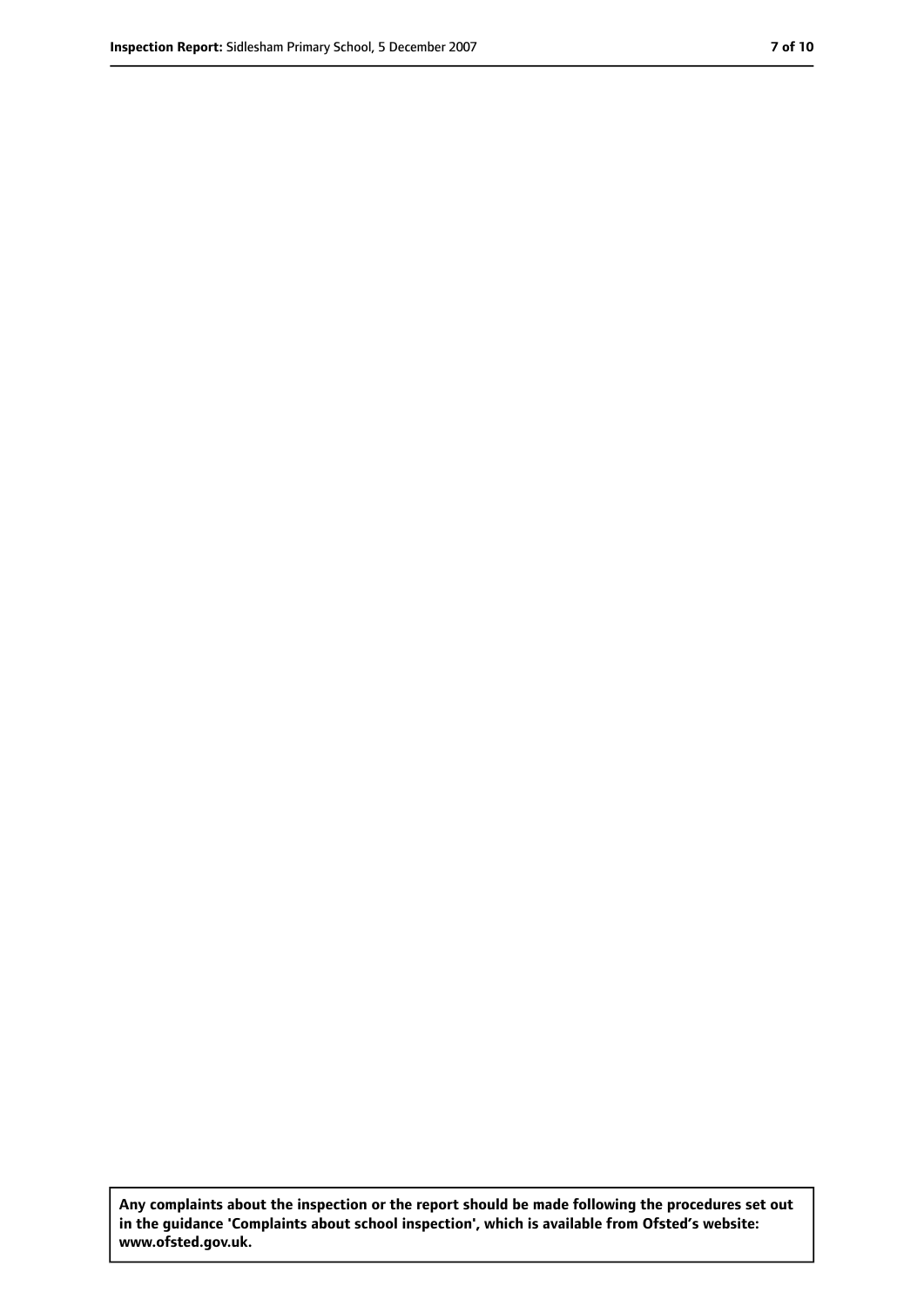**Any complaints about the inspection or the report should be made following the procedures set out in the guidance 'Complaints about school inspection', which is available from Ofsted's website: www.ofsted.gov.uk.**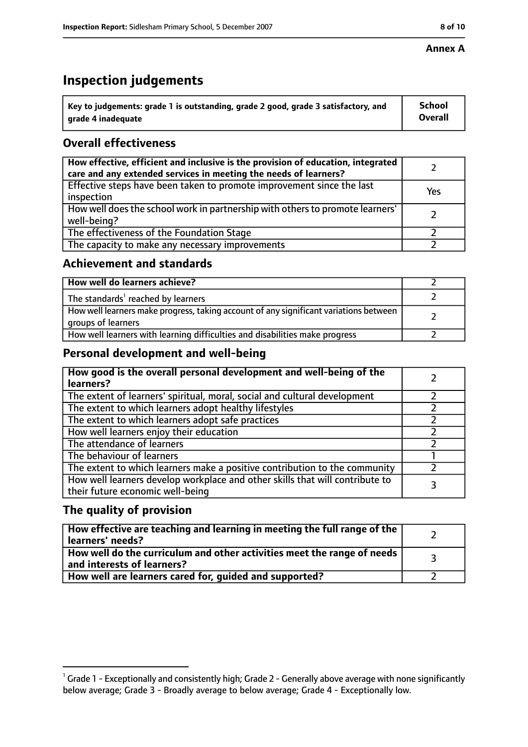**Annex A**

# Inspection judgements

| Key to judgements: grade 1 is outstanding, grade 2 good, grade 3 satisfactory, and grade 4 inadequate | School Overall |
|---|---|

## Overall effectiveness

| | |
|---|---|
| How effective, efficient and inclusive is the provision of education, integrated care and any extended services in meeting the needs of learners? | 2 |
| Effective steps have been taken to promote improvement since the last inspection | Yes |
| How well does the school work in partnership with others to promote learners' well-being? | 2 |
| The effectiveness of the Foundation Stage | 2 |
| The capacity to make any necessary improvements | 2 |

## Achievement and standards

| | |
|---|---|
| **How well do learners achieve?** | 2 |
| The standards[1] reached by learners | 2 |
| How well learners make progress, taking account of any significant variations between groups of learners | 2 |
| How well learners with learning difficulties and disabilities make progress | 2 |

## Personal development and well-being

| | |
|---|---|
| **How good is the overall personal development and well-being of the learners?** | 2 |
| The extent of learners' spiritual, moral, social and cultural development | 2 |
| The extent to which learners adopt healthy lifestyles | 2 |
| The extent to which learners adopt safe practices | 2 |
| How well learners enjoy their education | 2 |
| The attendance of learners | 2 |
| The behaviour of learners | 1 |
| The extent to which learners make a positive contribution to the community | 2 |
| How well learners develop workplace and other skills that will contribute to their future economic well-being | 3 |

## The quality of provision

| | |
|---|---|
| **How effective are teaching and learning in meeting the full range of the learners' needs?** | 2 |
| **How well do the curriculum and other activities meet the range of needs and interests of learners?** | 3 |
| **How well are learners cared for, guided and supported?** | 2 |

[1] Grade 1 - Exceptionally and consistently high; Grade 2 - Generally above average with none significantly below average; Grade 3 - Broadly average to below average; Grade 4 - Exceptionally low.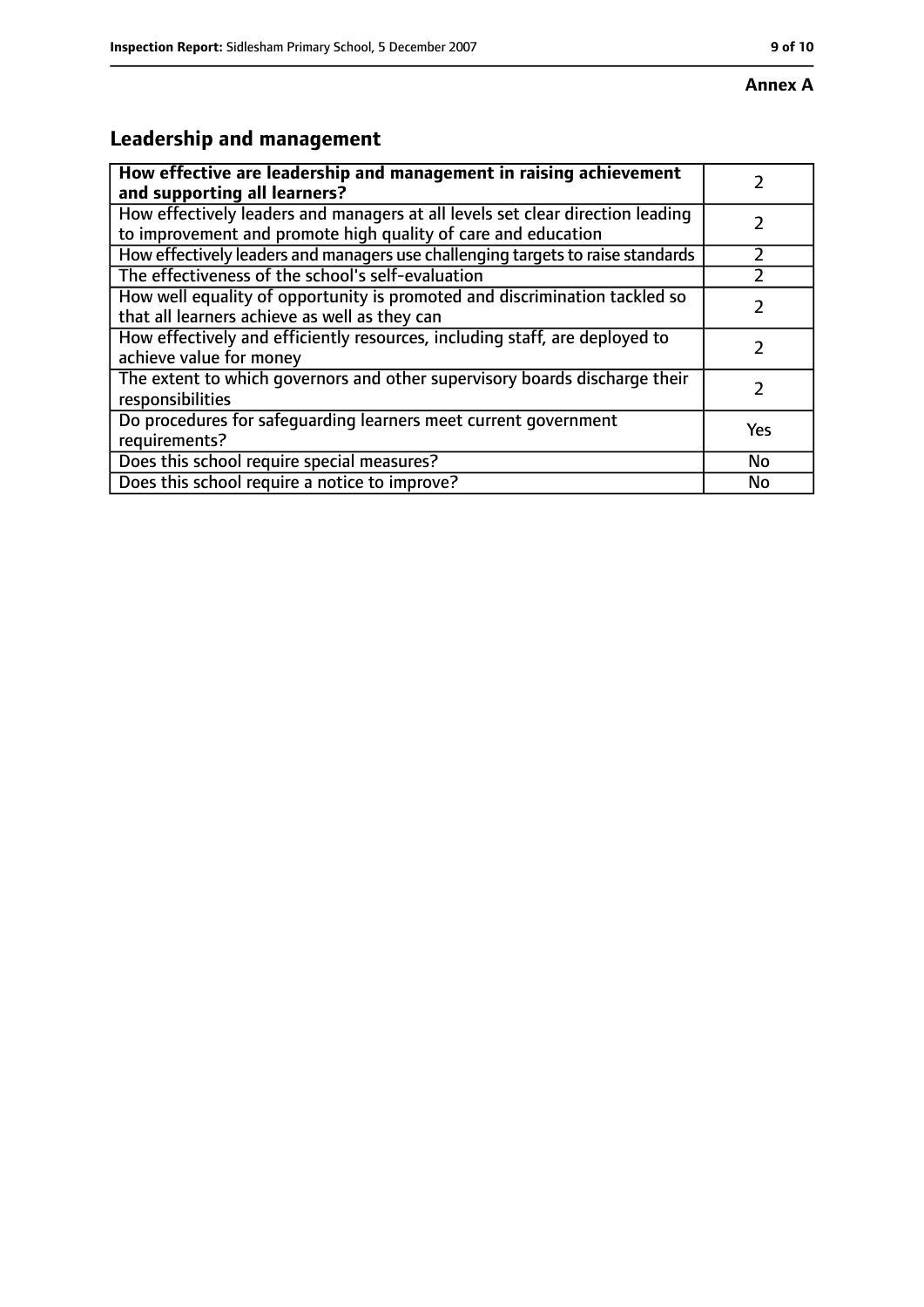**Annex A**

## Leadership and management

| **How effective are leadership and management in raising achievement and supporting all learners?** | 2 |
|---|---|
| How effectively leaders and managers at all levels set clear direction leading to improvement and promote high quality of care and education | 2 |
| How effectively leaders and managers use challenging targets to raise standards | 2 |
| The effectiveness of the school's self-evaluation | 2 |
| How well equality of opportunity is promoted and discrimination tackled so that all learners achieve as well as they can | 2 |
| How effectively and efficiently resources, including staff, are deployed to achieve value for money | 2 |
| The extent to which governors and other supervisory boards discharge their responsibilities | 2 |
| Do procedures for safeguarding learners meet current government requirements? | Yes |
| Does this school require special measures? | No |
| Does this school require a notice to improve? | No |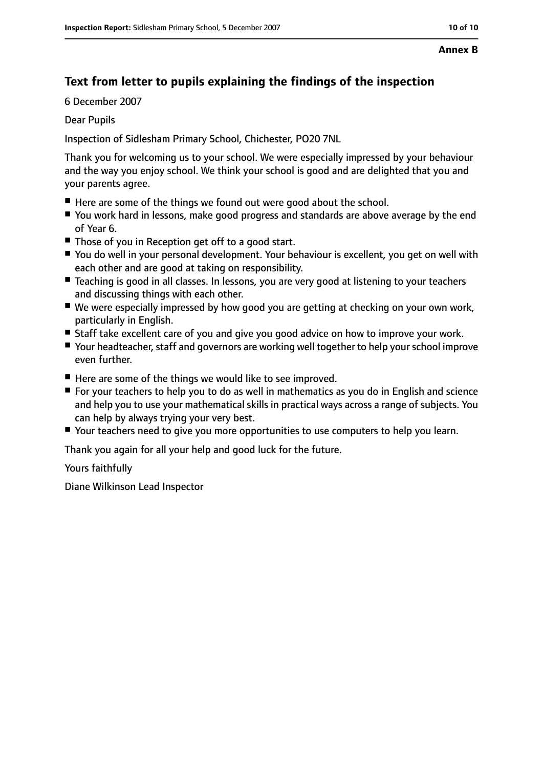**Annex B**

## Text from letter to pupils explaining the findings of the inspection

6 December 2007

Dear Pupils

Inspection of Sidlesham Primary School, Chichester, PO20 7NL

Thank you for welcoming us to your school. We were especially impressed by your behaviour and the way you enjoy school. We think your school is good and are delighted that you and your parents agree.

- Here are some of the things we found out were good about the school.
- You work hard in lessons, make good progress and standards are above average by the end of Year 6.
- Those of you in Reception get off to a good start.
- You do well in your personal development. Your behaviour is excellent, you get on well with each other and are good at taking on responsibility.
- Teaching is good in all classes. In lessons, you are very good at listening to your teachers and discussing things with each other.
- We were especially impressed by how good you are getting at checking on your own work, particularly in English.
- Staff take excellent care of you and give you good advice on how to improve your work.
- Your headteacher, staff and governors are working well together to help your school improve even further.

- Here are some of the things we would like to see improved.
- For your teachers to help you to do as well in mathematics as you do in English and science and help you to use your mathematical skills in practical ways across a range of subjects. You can help by always trying your very best.
- Your teachers need to give you more opportunities to use computers to help you learn.

Thank you again for all your help and good luck for the future.

Yours faithfully

Diane Wilkinson Lead Inspector